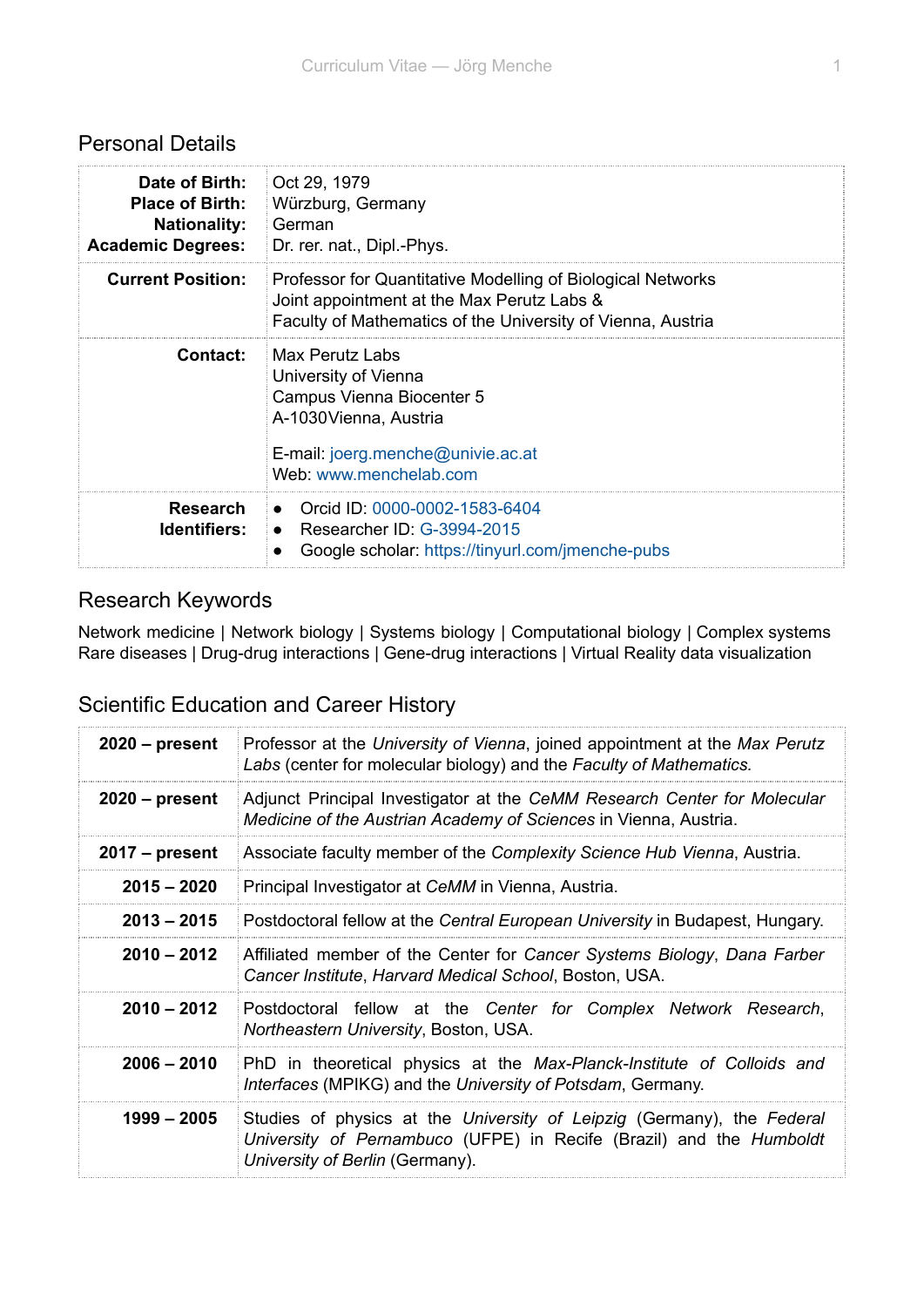## Personal Details

| | |
|---|---|
| **Date of Birth:**<br>**Place of Birth:**<br>**Nationality:**<br>**Academic Degrees:** | Oct 29, 1979<br>Würzburg, Germany<br>German<br>Dr. rer. nat., Dipl.-Phys. |
| **Current Position:** | Professor for Quantitative Modelling of Biological Networks<br>Joint appointment at the Max Perutz Labs &<br>Faculty of Mathematics of the University of Vienna, Austria |
| **Contact:** | Max Perutz Labs<br>University of Vienna<br>Campus Vienna Biocenter 5<br>A-1030Vienna, Austria<br><br>E-mail: joerg.menche@univie.ac.at<br>Web: www.menchelab.com |
| **Research Identifiers:** | • Orcid ID: 0000-0002-1583-6404<br>• Researcher ID: G-3994-2015<br>• Google scholar: https://tinyurl.com/jmenche-pubs |

## Research Keywords

Network medicine | Network biology | Systems biology | Computational biology | Complex systems
Rare diseases | Drug-drug interactions | Gene-drug interactions | Virtual Reality data visualization

## Scientific Education and Career History

| | |
|---|---|
| **2020 – present** | Professor at the *University of Vienna*, joined appointment at the *Max Perutz Labs* (center for molecular biology) and the *Faculty of Mathematics*. |
| **2020 – present** | Adjunct Principal Investigator at the *CeMM Research Center for Molecular Medicine of the Austrian Academy of Sciences* in Vienna, Austria. |
| **2017 – present** | Associate faculty member of the *Complexity Science Hub Vienna*, Austria. |
| **2015 – 2020** | Principal Investigator at *CeMM* in Vienna, Austria. |
| **2013 – 2015** | Postdoctoral fellow at the *Central European University* in Budapest, Hungary. |
| **2010 – 2012** | Affiliated member of the Center for *Cancer Systems Biology*, *Dana Farber Cancer Institute*, *Harvard Medical School*, Boston, USA. |
| **2010 – 2012** | Postdoctoral fellow at the *Center for Complex Network Research*, *Northeastern University*, Boston, USA. |
| **2006 – 2010** | PhD in theoretical physics at the *Max-Planck-Institute of Colloids and Interfaces* (MPIKG) and the *University of Potsdam*, Germany. |
| **1999 – 2005** | Studies of physics at the *University of Leipzig* (Germany), the *Federal University of Pernambuco* (UFPE) in Recife (Brazil) and the *Humboldt University of Berlin* (Germany). |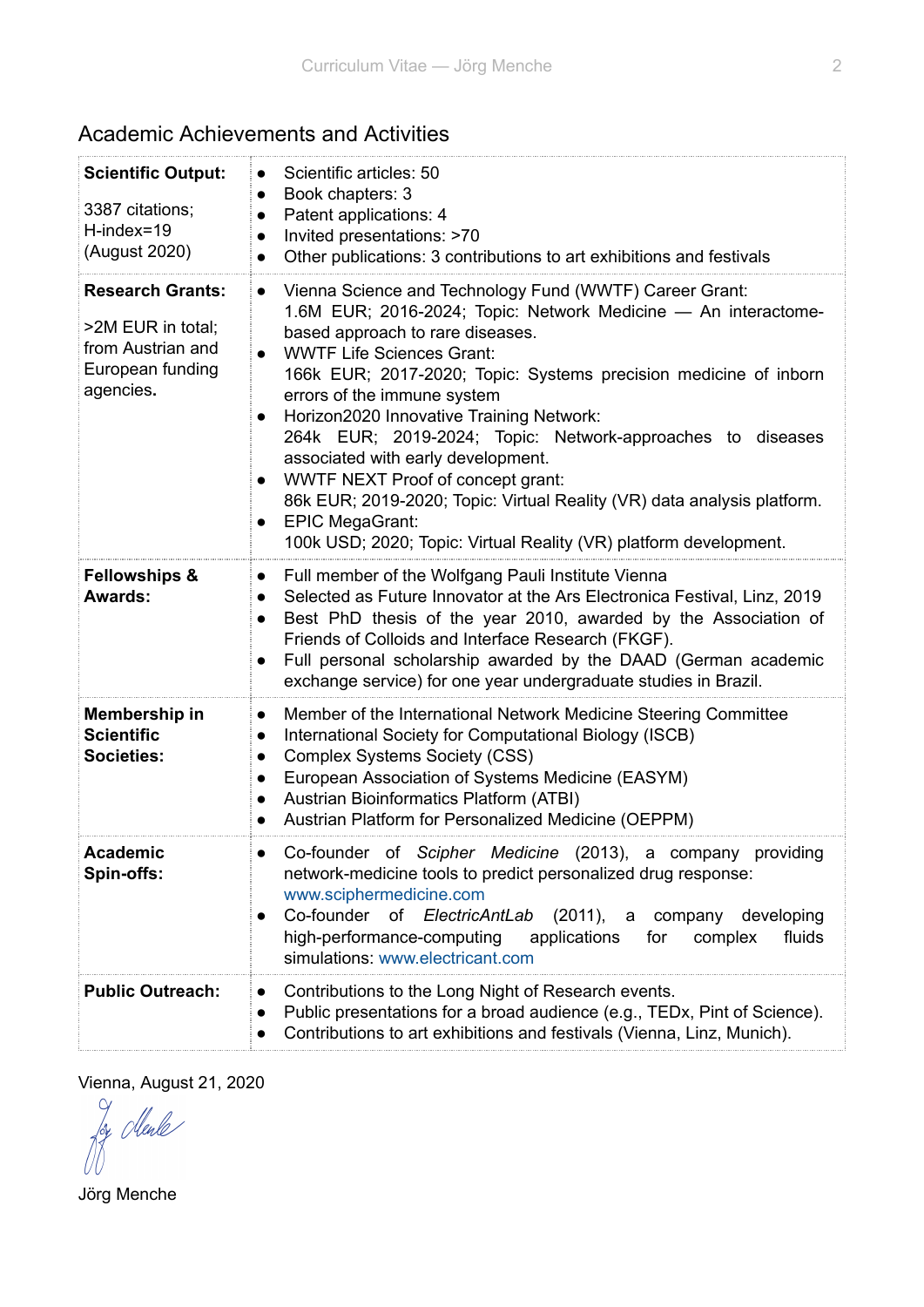## Academic Achievements and Activities

| | |
|---|---|
| **Scientific Output:**<br><br>3387 citations; H-index=19 (August 2020) | • Scientific articles: 50<br>• Book chapters: 3<br>• Patent applications: 4<br>• Invited presentations: >70<br>• Other publications: 3 contributions to art exhibitions and festivals |
| **Research Grants:**<br><br>>2M EUR in total; from Austrian and European funding agencies**.** | • Vienna Science and Technology Fund (WWTF) Career Grant: 1.6M EUR; 2016-2024; Topic: Network Medicine — An interactome-based approach to rare diseases.<br>• WWTF Life Sciences Grant: 166k EUR; 2017-2020; Topic: Systems precision medicine of inborn errors of the immune system<br>• Horizon2020 Innovative Training Network: 264k EUR; 2019-2024; Topic: Network-approaches to diseases associated with early development.<br>• WWTF NEXT Proof of concept grant: 86k EUR; 2019-2020; Topic: Virtual Reality (VR) data analysis platform.<br>• EPIC MegaGrant: 100k USD; 2020; Topic: Virtual Reality (VR) platform development. |
| **Fellowships & Awards:** | • Full member of the Wolfgang Pauli Institute Vienna<br>• Selected as Future Innovator at the Ars Electronica Festival, Linz, 2019<br>• Best PhD thesis of the year 2010, awarded by the Association of Friends of Colloids and Interface Research (FKGF).<br>• Full personal scholarship awarded by the DAAD (German academic exchange service) for one year undergraduate studies in Brazil. |
| **Membership in Scientific Societies:** | • Member of the International Network Medicine Steering Committee<br>• International Society for Computational Biology (ISCB)<br>• Complex Systems Society (CSS)<br>• European Association of Systems Medicine (EASYM)<br>• Austrian Bioinformatics Platform (ATBI)<br>• Austrian Platform for Personalized Medicine (OEPPM) |
| **Academic Spin-offs:** | • Co-founder of *Scipher Medicine* (2013), a company providing network-medicine tools to predict personalized drug response: www.sciphermedicine.com<br>• Co-founder of *ElectricAntLab* (2011), a company developing high-performance-computing applications for complex fluids simulations: www.electricant.com |
| **Public Outreach:** | • Contributions to the Long Night of Research events.<br>• Public presentations for a broad audience (e.g., TEDx, Pint of Science).<br>• Contributions to art exhibitions and festivals (Vienna, Linz, Munich). |

Vienna, August 21, 2020

Jörg Menche